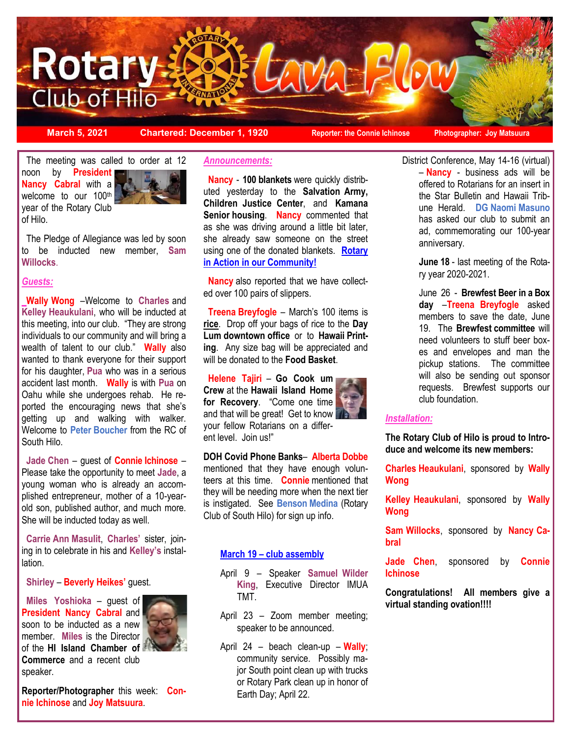# Rotary Club of Hilo Lava Flow

**March 5, 2021** | **Chartered: December 1, 1920** | **Reporter: the Connie Ichinose** | **Photographer: Joy Matsuura**

The meeting was called to order at 12 noon by **President Nancy Cabral** with a welcome to our 100th year of the Rotary Club of Hilo.

The Pledge of Allegiance was led by soon to be inducted new member, **Sam Willocks**.

***Guests:***

**Wally Wong** –Welcome to **Charles** and **Kelley Heaukulani**, who will be inducted at this meeting, into our club. "They are strong individuals to our community and will bring a wealth of talent to our club." **Wally** also wanted to thank everyone for their support for his daughter, **Pua** who was in a serious accident last month. **Wally** is with **Pua** on Oahu while she undergoes rehab. He reported the encouraging news that she's getting up and walking with walker. Welcome to **Peter Boucher** from the RC of South Hilo.

**Jade Chen** – guest of **Connie Ichinose** – Please take the opportunity to meet **Jade**, a young woman who is already an accomplished entrepreneur, mother of a 10-year-old son, published author, and much more. She will be inducted today as well.

**Carrie Ann Masulit**, **Charles'** sister, joining in to celebrate in his and **Kelley's** installation.

**Shirley** – **Beverly Heikes'** guest.

**Miles Yoshioka** – guest of **President Nancy Cabral** and soon to be inducted as a new member. **Miles** is the Director of the **HI Island Chamber of Commerce** and a recent club speaker.

**Reporter/Photographer** this week: **Connie Ichinose** and **Joy Matsuura**.

***Announcements:***

**Nancy** - **100 blankets** were quickly distributed yesterday to the **Salvation Army, Children Justice Center**, and **Kamana Senior housing**. **Nancy** commented that as she was driving around a little bit later, she already saw someone on the street using one of the donated blankets. **Rotary in Action in our Community!**

**Nancy** also reported that we have collected over 100 pairs of slippers.

**Treena Breyfogle** – March's 100 items is **rice**. Drop off your bags of rice to the **Day Lum downtown office** or to **Hawaii Printing**. Any size bag will be appreciated and will be donated to the **Food Basket**.

**Helene Tajiri** – **Go Cook um Crew** at the **Hawaii Island Home for Recovery**. "Come one time and that will be great! Get to know your fellow Rotarians on a different level. Join us!"

**DOH Covid Phone Banks**– **Alberta Dobbe** mentioned that they have enough volunteers at this time. **Connie** mentioned that they will be needing more when the next tier is instigated. See **Benson Medina** (Rotary Club of South Hilo) for sign up info.

**March 19 – club assembly**

April 9 – Speaker **Samuel Wilder King**, Executive Director IMUA TMT.

April 23 – Zoom member meeting; speaker to be announced.

April 24 – beach clean-up – **Wally**; community service. Possibly major South point clean up with trucks or Rotary Park clean up in honor of Earth Day; April 22.

District Conference, May 14-16 (virtual) – **Nancy** - business ads will be offered to Rotarians for an insert in the Star Bulletin and Hawaii Tribune Herald. **DG Naomi Masuno** has asked our club to submit an ad, commemorating our 100-year anniversary.

**June 18** - last meeting of the Rotary year 2020-2021.

June 26 - **Brewfest Beer in a Box day** –**Treena Breyfogle** asked members to save the date, June 19. The **Brewfest committee** will need volunteers to stuff beer boxes and envelopes and man the pickup stations. The committee will also be sending out sponsor requests. Brewfest supports our club foundation.

***Installation:***

**The Rotary Club of Hilo is proud to Introduce and welcome its new members:**

**Charles Heaukulani**, sponsored by **Wally Wong**

**Kelley Heaukulani**, sponsored by **Wally Wong**

**Sam Willocks**, sponsored by **Nancy Cabral**

**Jade Chen**, sponsored by **Connie Ichinose**

**Congratulations! All members give a virtual standing ovation!!!!**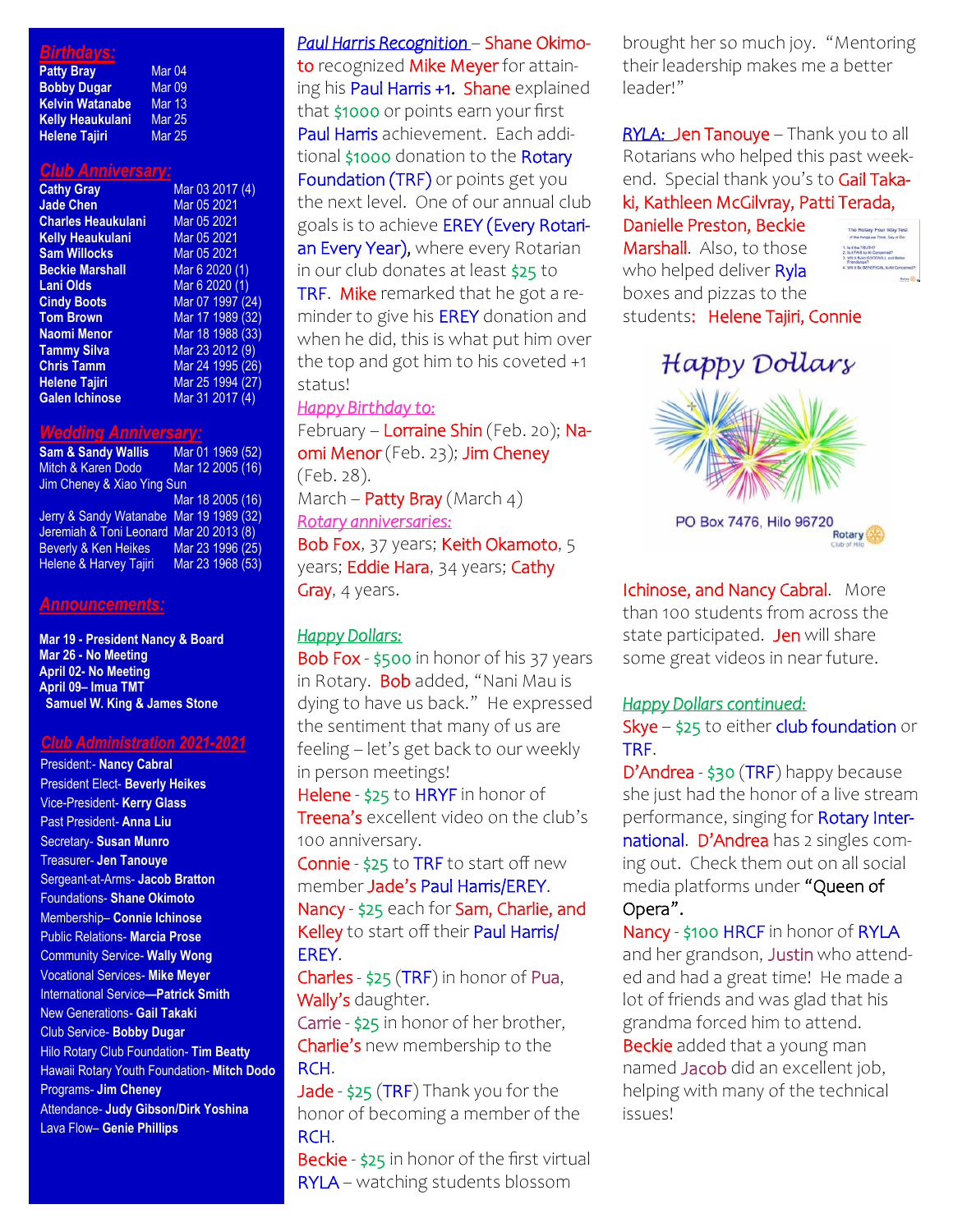## Birthdays:

| | |
|---|---|
| **Patty Bray** | Mar 04 |
| **Bobby Dugar** | Mar 09 |
| **Kelvin Watanabe** | Mar 13 |
| **Kelly Heaukulani** | Mar 25 |
| **Helene Tajiri** | Mar 25 |

## Club Anniversary:

| | |
|---|---|
| **Cathy Gray** | Mar 03 2017 (4) |
| **Jade Chen** | Mar 05 2021 |
| **Charles Heaukulani** | Mar 05 2021 |
| **Kelly Heaukulani** | Mar 05 2021 |
| **Sam Willocks** | Mar 05 2021 |
| **Beckie Marshall** | Mar 6 2020 (1) |
| **Lani Olds** | Mar 6 2020 (1) |
| **Cindy Boots** | Mar 07 1997 (24) |
| **Tom Brown** | Mar 17 1989 (32) |
| **Naomi Menor** | Mar 18 1988 (33) |
| **Tammy Silva** | Mar 23 2012 (9) |
| **Chris Tamm** | Mar 24 1995 (26) |
| **Helene Tajiri** | Mar 25 1994 (27) |
| **Galen Ichinose** | Mar 31 2017 (4) |

## Wedding Anniversary:

| | |
|---|---|
| **Sam & Sandy Wallis** | Mar 01 1969 (52) |
| Mitch & Karen Dodo | Mar 12 2005 (16) |
| Jim Cheney & Xiao Ying Sun | Mar 18 2005 (16) |
| Jerry & Sandy Watanabe | Mar 19 1989 (32) |
| Jeremiah & Toni Leonard | Mar 20 2013 (8) |
| Beverly & Ken Heikes | Mar 23 1996 (25) |
| Helene & Harvey Tajiri | Mar 23 1968 (53) |

## Announcements:

**Mar 19 - President Nancy & Board**
**Mar 26 - No Meeting**
**April 02- No Meeting**
**April 09– Imua TMT**
**Samuel W. King & James Stone**

## Club Administration 2021-2021

President:- **Nancy Cabral**
President Elect- **Beverly Heikes**
Vice-President- **Kerry Glass**
Past President- **Anna Liu**
Secretary- **Susan Munro**
Treasurer- **Jen Tanouye**
Sergeant-at-Arms- **Jacob Bratton**
Foundations- **Shane Okimoto**
Membership– **Connie Ichinose**
Public Relations- **Marcia Prose**
Community Service- **Wally Wong**
Vocational Services- **Mike Meyer**
International Service—**Patrick Smith**
New Generations- **Gail Takaki**
Club Service- **Bobby Dugar**
Hilo Rotary Club Foundation- **Tim Beatty**
Hawaii Rotary Youth Foundation- **Mitch Dodo**
Programs- **Jim Cheney**
Attendance- **Judy Gibson/Dirk Yoshina**
Lava Flow– **Genie Phillips**

*Paul Harris Recognition* – Shane Okimoto recognized Mike Meyer for attaining his Paul Harris +1. Shane explained that $1000 or points earn your first Paul Harris achievement. Each additional $1000 donation to the Rotary Foundation (TRF) or points get you the next level. One of our annual club goals is to achieve EREY (Every Rotarian Every Year), where every Rotarian in our club donates at least $25 to TRF. Mike remarked that he got a reminder to give his EREY donation and when he did, this is what put him over the top and got him to his coveted +1 status!

*Happy Birthday to:*
February – Lorraine Shin (Feb. 20); Naomi Menor (Feb. 23); Jim Cheney (Feb. 28).
March – Patty Bray (March 4)

*Rotary anniversaries:*
Bob Fox, 37 years; Keith Okamoto, 5 years; Eddie Hara, 34 years; Cathy Gray, 4 years.

*Happy Dollars:*
Bob Fox - $500 in honor of his 37 years in Rotary. Bob added, "Nani Mau is dying to have us back." He expressed the sentiment that many of us are feeling – let's get back to our weekly in person meetings!
Helene - $25 to HRYF in honor of Treena's excellent video on the club's 100 anniversary.
Connie - $25 to TRF to start off new member Jade's Paul Harris/EREY.
Nancy - $25 each for Sam, Charlie, and Kelley to start off their Paul Harris/EREY.
Charles - $25 (TRF) in honor of Pua, Wally's daughter.
Carrie - $25 in honor of her brother, Charlie's new membership to the RCH.
Jade - $25 (TRF) Thank you for the honor of becoming a member of the RCH.
Beckie - $25 in honor of the first virtual RYLA – watching students blossom brought her so much joy. "Mentoring their leadership makes me a better leader!"

*RYLA:* Jen Tanouye – Thank you to all Rotarians who helped this past weekend. Special thank you's to Gail Takaki, Kathleen McGilvray, Patti Terada, Danielle Preston, Beckie Marshall. Also, to those who helped deliver Ryla boxes and pizzas to the students: Helene Tajiri, Connie Ichinose, and Nancy Cabral. More than 100 students from across the state participated. Jen will share some great videos in near future.

Happy Dollars

PO Box 7476, Hilo 96720

*Happy Dollars continued:*
Skye – $25 to either club foundation or TRF.
D'Andrea - $30 (TRF) happy because she just had the honor of a live stream performance, singing for Rotary International. D'Andrea has 2 singles coming out. Check them out on all social media platforms under "Queen of Opera".
Nancy - $100 HRCF in honor of RYLA and her grandson, Justin who attended and had a great time! He made a lot of friends and was glad that his grandma forced him to attend.
Beckie added that a young man named Jacob did an excellent job, helping with many of the technical issues!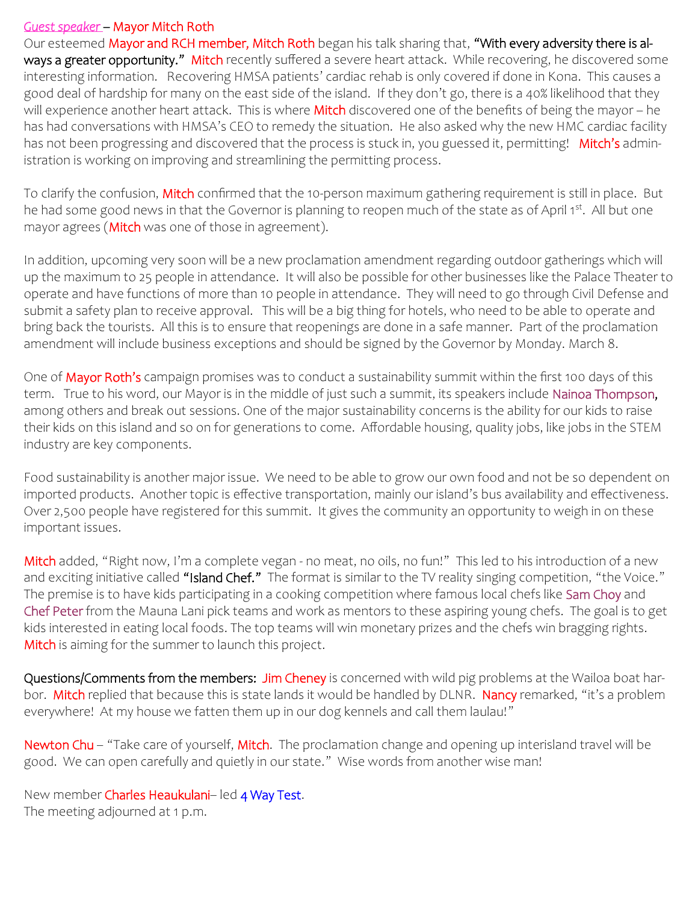*Guest speaker* – Mayor Mitch Roth

Our esteemed Mayor and RCH member, Mitch Roth began his talk sharing that, **"With every adversity there is always a greater opportunity."** Mitch recently suffered a severe heart attack. While recovering, he discovered some interesting information. Recovering HMSA patients' cardiac rehab is only covered if done in Kona. This causes a good deal of hardship for many on the east side of the island. If they don't go, there is a 40% likelihood that they will experience another heart attack. This is where Mitch discovered one of the benefits of being the mayor – he has had conversations with HMSA's CEO to remedy the situation. He also asked why the new HMC cardiac facility has not been progressing and discovered that the process is stuck in, you guessed it, permitting! Mitch's administration is working on improving and streamlining the permitting process.

To clarify the confusion, Mitch confirmed that the 10-person maximum gathering requirement is still in place. But he had some good news in that the Governor is planning to reopen much of the state as of April 1st. All but one mayor agrees (Mitch was one of those in agreement).

In addition, upcoming very soon will be a new proclamation amendment regarding outdoor gatherings which will up the maximum to 25 people in attendance. It will also be possible for other businesses like the Palace Theater to operate and have functions of more than 10 people in attendance. They will need to go through Civil Defense and submit a safety plan to receive approval. This will be a big thing for hotels, who need to be able to operate and bring back the tourists. All this is to ensure that reopenings are done in a safe manner. Part of the proclamation amendment will include business exceptions and should be signed by the Governor by Monday. March 8.

One of Mayor Roth's campaign promises was to conduct a sustainability summit within the first 100 days of this term. True to his word, our Mayor is in the middle of just such a summit, its speakers include Nainoa Thompson, among others and break out sessions. One of the major sustainability concerns is the ability for our kids to raise their kids on this island and so on for generations to come. Affordable housing, quality jobs, like jobs in the STEM industry are key components.

Food sustainability is another major issue. We need to be able to grow our own food and not be so dependent on imported products. Another topic is effective transportation, mainly our island's bus availability and effectiveness. Over 2,500 people have registered for this summit. It gives the community an opportunity to weigh in on these important issues.

Mitch added, "Right now, I'm a complete vegan - no meat, no oils, no fun!" This led to his introduction of a new and exciting initiative called **"Island Chef."** The format is similar to the TV reality singing competition, "the Voice." The premise is to have kids participating in a cooking competition where famous local chefs like Sam Choy and Chef Peter from the Mauna Lani pick teams and work as mentors to these aspiring young chefs. The goal is to get kids interested in eating local foods. The top teams will win monetary prizes and the chefs win bragging rights. Mitch is aiming for the summer to launch this project.

**Questions/Comments from the members:** Jim Cheney is concerned with wild pig problems at the Wailoa boat harbor. Mitch replied that because this is state lands it would be handled by DLNR. Nancy remarked, "it's a problem everywhere! At my house we fatten them up in our dog kennels and call them laulau!"

Newton Chu – "Take care of yourself, Mitch. The proclamation change and opening up interisland travel will be good. We can open carefully and quietly in our state." Wise words from another wise man!

New member Charles Heaukulani– led 4 Way Test.
The meeting adjourned at 1 p.m.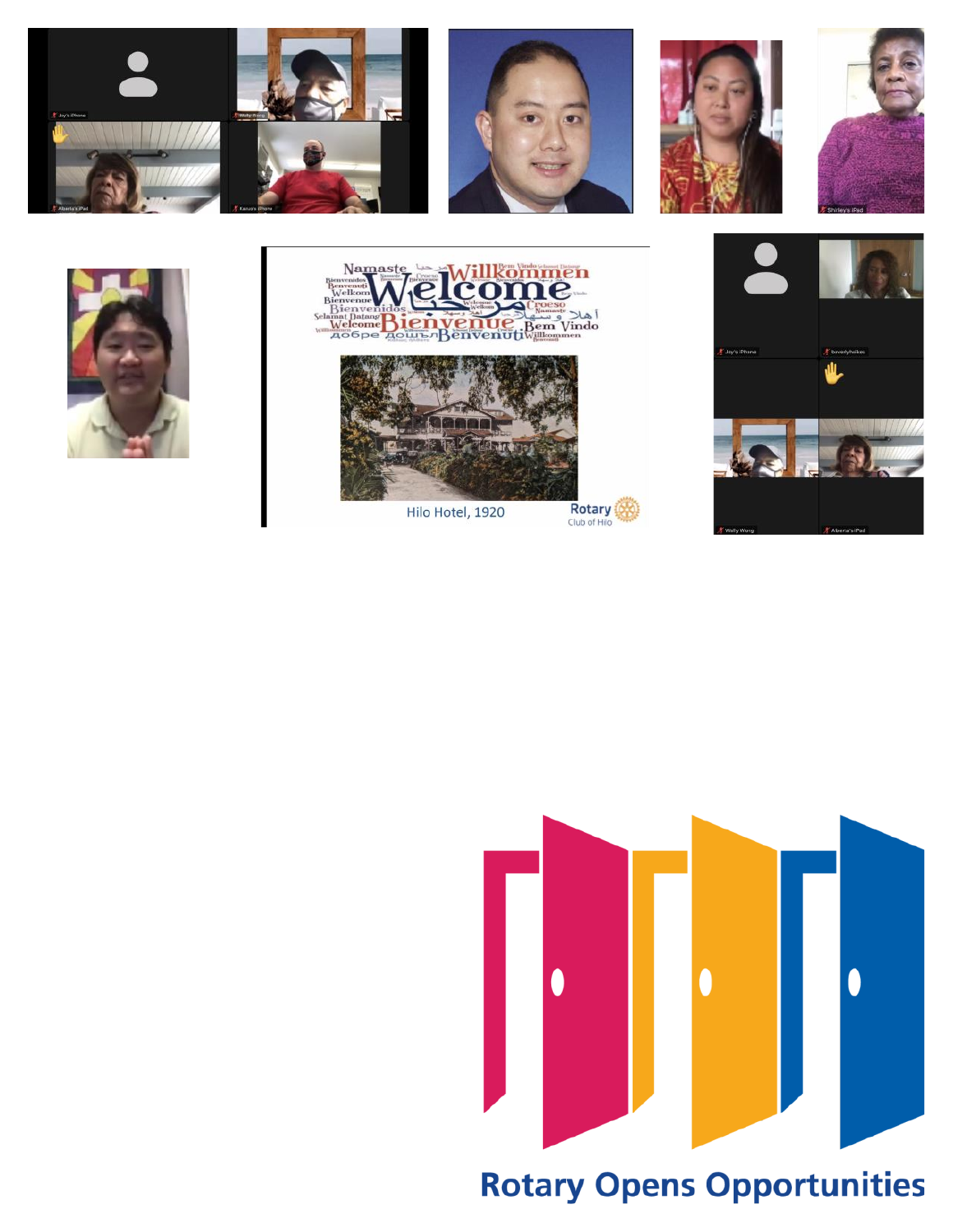Rotary Opens Opportunities